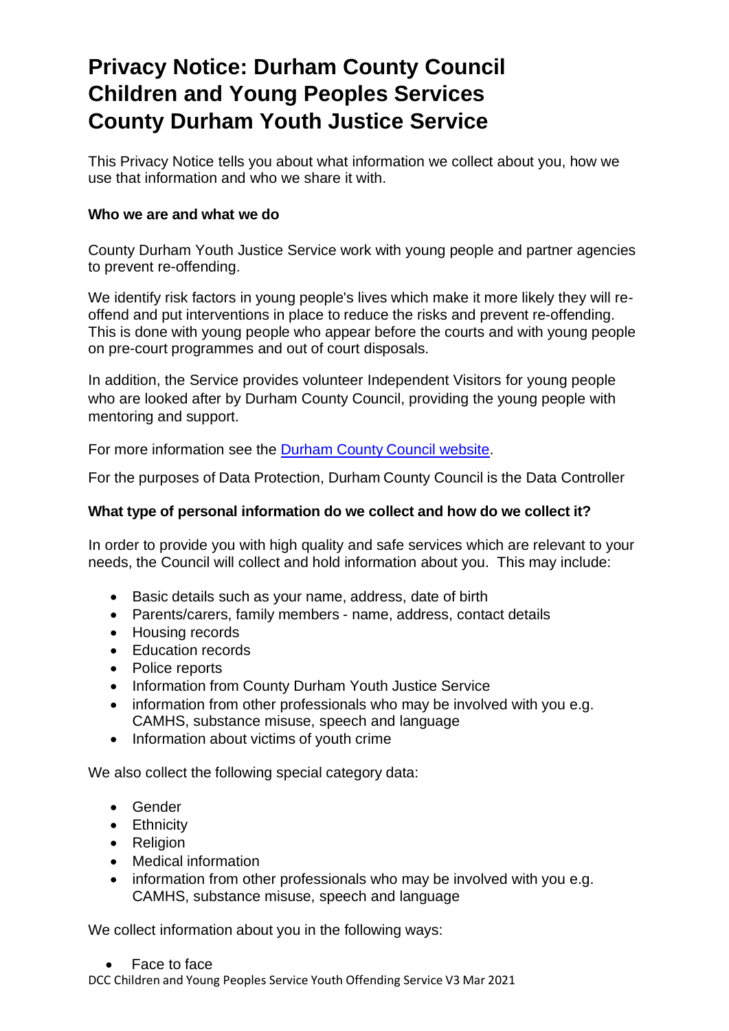# Privacy Notice: Durham County Council Children and Young Peoples Services County Durham Youth Justice Service

This Privacy Notice tells you about what information we collect about you, how we use that information and who we share it with.

**Who we are and what we do**

County Durham Youth Justice Service work with young people and partner agencies to prevent re-offending.

We identify risk factors in young people's lives which make it more likely they will re-offend and put interventions in place to reduce the risks and prevent re-offending. This is done with young people who appear before the courts and with young people on pre-court programmes and out of court disposals.

In addition, the Service provides volunteer Independent Visitors for young people who are looked after by Durham County Council, providing the young people with mentoring and support.

For more information see the Durham County Council website.

For the purposes of Data Protection, Durham County Council is the Data Controller

**What type of personal information do we collect and how do we collect it?**

In order to provide you with high quality and safe services which are relevant to your needs, the Council will collect and hold information about you. This may include:

- Basic details such as your name, address, date of birth
- Parents/carers, family members - name, address, contact details
- Housing records
- Education records
- Police reports
- Information from County Durham Youth Justice Service
- information from other professionals who may be involved with you e.g. CAMHS, substance misuse, speech and language
- Information about victims of youth crime

We also collect the following special category data:

- Gender
- Ethnicity
- Religion
- Medical information
- information from other professionals who may be involved with you e.g. CAMHS, substance misuse, speech and language

We collect information about you in the following ways:

- Face to face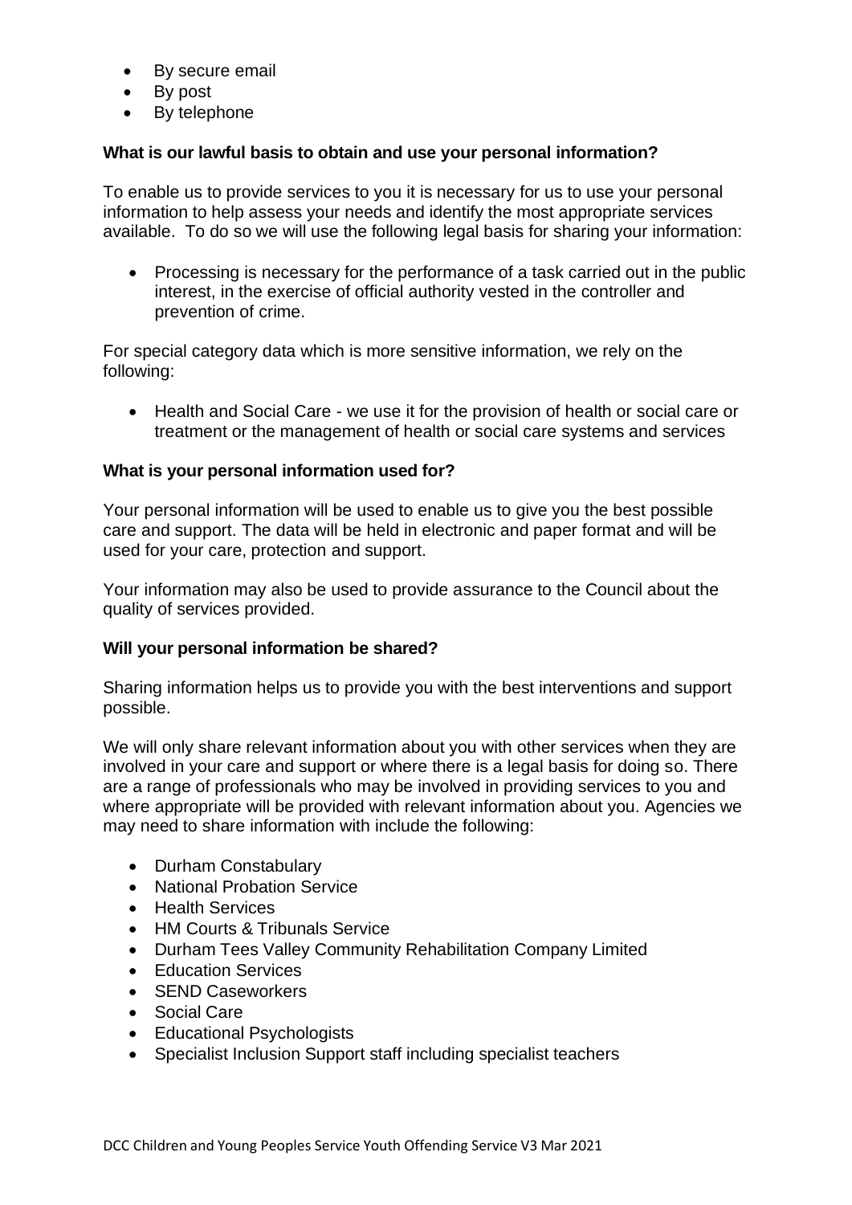- By secure email
- By post
- By telephone

**What is our lawful basis to obtain and use your personal information?**

To enable us to provide services to you it is necessary for us to use your personal information to help assess your needs and identify the most appropriate services available. To do so we will use the following legal basis for sharing your information:

- Processing is necessary for the performance of a task carried out in the public interest, in the exercise of official authority vested in the controller and prevention of crime.

For special category data which is more sensitive information, we rely on the following:

- Health and Social Care - we use it for the provision of health or social care or treatment or the management of health or social care systems and services

**What is your personal information used for?**

Your personal information will be used to enable us to give you the best possible care and support. The data will be held in electronic and paper format and will be used for your care, protection and support.

Your information may also be used to provide assurance to the Council about the quality of services provided.

**Will your personal information be shared?**

Sharing information helps us to provide you with the best interventions and support possible.

We will only share relevant information about you with other services when they are involved in your care and support or where there is a legal basis for doing so. There are a range of professionals who may be involved in providing services to you and where appropriate will be provided with relevant information about you. Agencies we may need to share information with include the following:

- Durham Constabulary
- National Probation Service
- Health Services
- HM Courts & Tribunals Service
- Durham Tees Valley Community Rehabilitation Company Limited
- Education Services
- SEND Caseworkers
- Social Care
- Educational Psychologists
- Specialist Inclusion Support staff including specialist teachers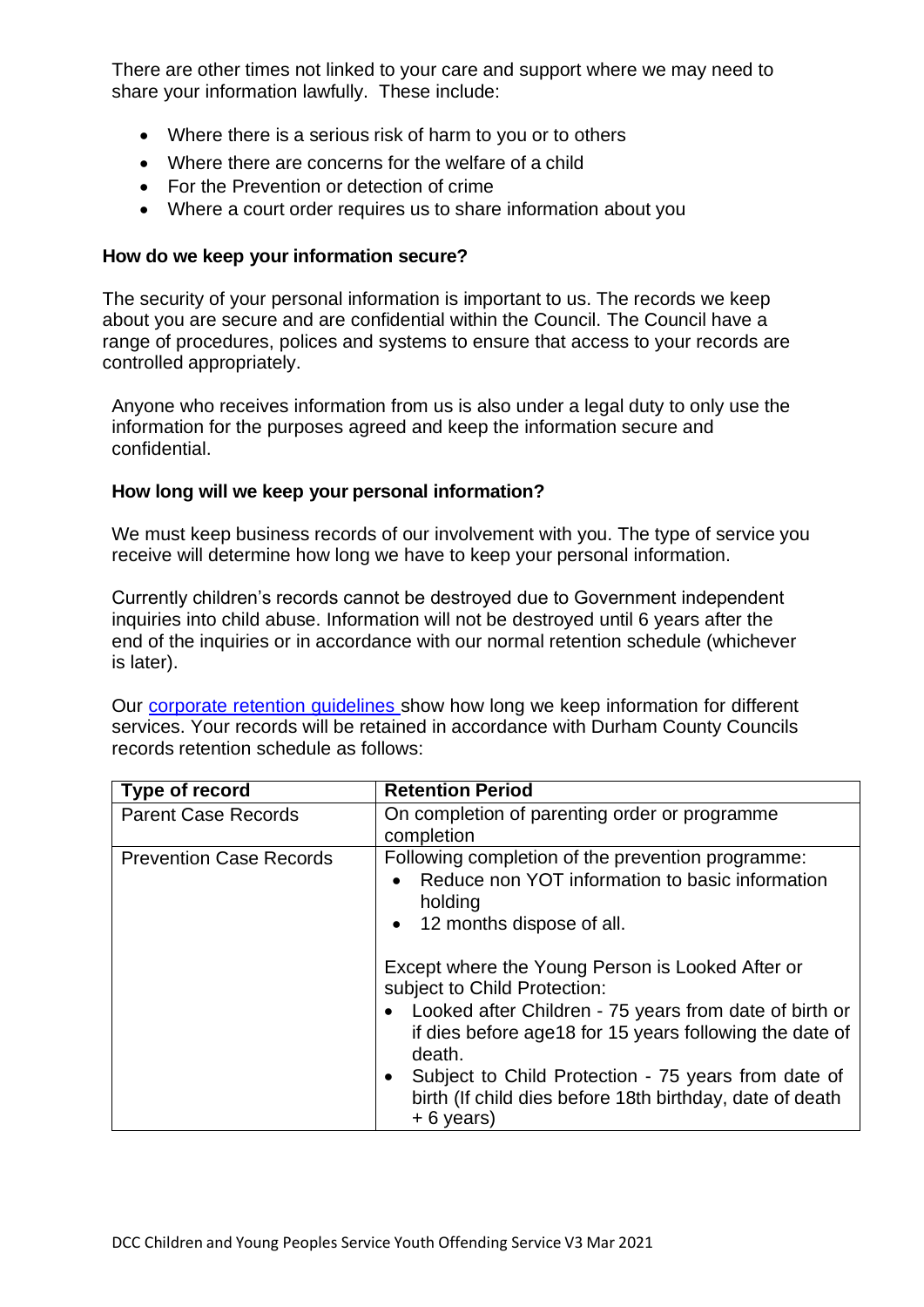There are other times not linked to your care and support where we may need to share your information lawfully. These include:

- Where there is a serious risk of harm to you or to others
- Where there are concerns for the welfare of a child
- For the Prevention or detection of crime
- Where a court order requires us to share information about you

**How do we keep your information secure?**

The security of your personal information is important to us. The records we keep about you are secure and are confidential within the Council. The Council have a range of procedures, polices and systems to ensure that access to your records are controlled appropriately.

Anyone who receives information from us is also under a legal duty to only use the information for the purposes agreed and keep the information secure and confidential.

**How long will we keep your personal information?**

We must keep business records of our involvement with you. The type of service you receive will determine how long we have to keep your personal information.

Currently children's records cannot be destroyed due to Government independent inquiries into child abuse. Information will not be destroyed until 6 years after the end of the inquiries or in accordance with our normal retention schedule (whichever is later).

Our [corporate retention guidelines](#) show how long we keep information for different services. Your records will be retained in accordance with Durham County Councils records retention schedule as follows:

| Type of record | Retention Period |
| --- | --- |
| Parent Case Records | On completion of parenting order or programme completion |
| Prevention Case Records | Following completion of the prevention programme:<br>• Reduce non YOT information to basic information holding<br>• 12 months dispose of all.<br><br>Except where the Young Person is Looked After or subject to Child Protection:<br>• Looked after Children - 75 years from date of birth or if dies before age18 for 15 years following the date of death.<br>• Subject to Child Protection - 75 years from date of birth (If child dies before 18th birthday, date of death + 6 years) |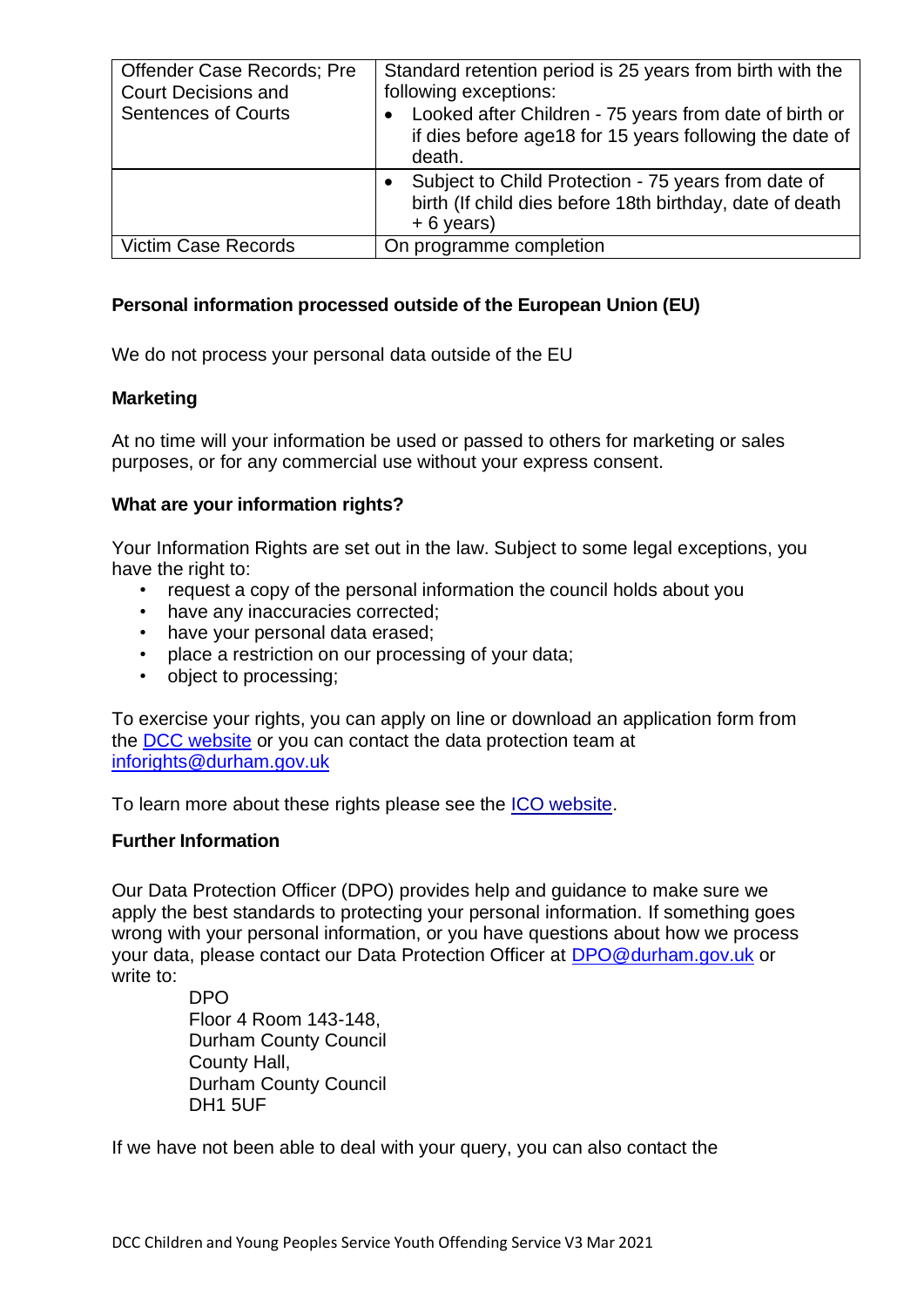| | |
|---|---|
| Offender Case Records; Pre Court Decisions and Sentences of Courts | Standard retention period is 25 years from birth with the following exceptions:<br>• Looked after Children - 75 years from date of birth or if dies before age18 for 15 years following the date of death. |
| | • Subject to Child Protection - 75 years from date of birth (If child dies before 18th birthday, date of death + 6 years) |
| Victim Case Records | On programme completion |

**Personal information processed outside of the European Union (EU)**

We do not process your personal data outside of the EU

**Marketing**

At no time will your information be used or passed to others for marketing or sales purposes, or for any commercial use without your express consent.

**What are your information rights?**

Your Information Rights are set out in the law. Subject to some legal exceptions, you have the right to:

- request a copy of the personal information the council holds about you
- have any inaccuracies corrected;
- have your personal data erased;
- place a restriction on our processing of your data;
- object to processing;

To exercise your rights, you can apply on line or download an application form from the DCC website or you can contact the data protection team at inforights@durham.gov.uk

To learn more about these rights please see the ICO website.

**Further Information**

Our Data Protection Officer (DPO) provides help and guidance to make sure we apply the best standards to protecting your personal information. If something goes wrong with your personal information, or you have questions about how we process your data, please contact our Data Protection Officer at DPO@durham.gov.uk or write to:

DPO
Floor 4 Room 143-148,
Durham County Council
County Hall,
Durham County Council
DH1 5UF

If we have not been able to deal with your query, you can also contact the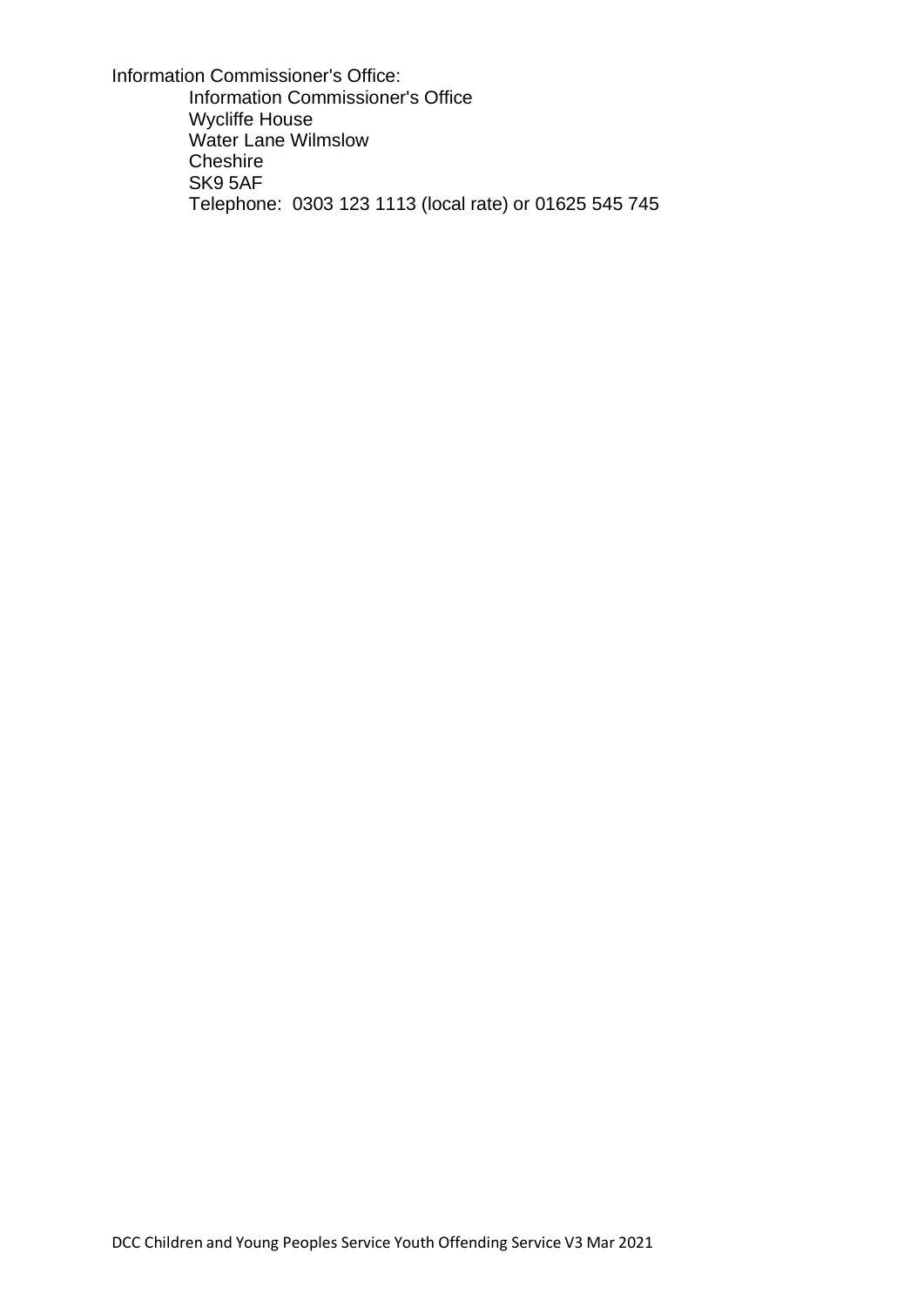Information Commissioner's Office:

Information Commissioner's Office
Wycliffe House
Water Lane Wilmslow
Cheshire
SK9 5AF
Telephone: 0303 123 1113 (local rate) or 01625 545 745